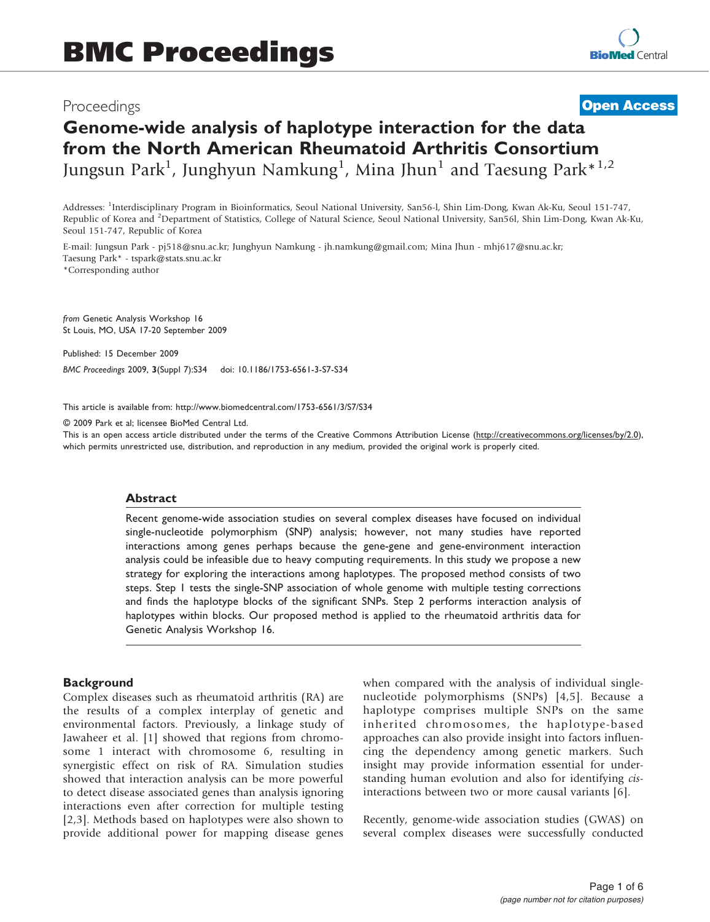# BMC Proceedings

Proceedings **Open Access**

# Genome-wide analysis of haplotype interaction for the data from the North American Rheumatoid Arthritis Consortium

Jungsun Park[1], Junghyun Namkung[1], Mina Jhun[1] and Taesung Park*[1,2]

Addresses: [1]Interdisciplinary Program in Bioinformatics, Seoul National University, San56-l, Shin Lim-Dong, Kwan Ak-Ku, Seoul 151-747, Republic of Korea and [2]Department of Statistics, College of Natural Science, Seoul National University, San56l, Shin Lim-Dong, Kwan Ak-Ku, Seoul 151-747, Republic of Korea

E-mail: Jungsun Park - pj518@snu.ac.kr; Junghyun Namkung - jh.namkung@gmail.com; Mina Jhun - mhj617@snu.ac.kr; Taesung Park* - tspark@stats.snu.ac.kr

*Corresponding author

*from* Genetic Analysis Workshop 16
St Louis, MO, USA 17-20 September 2009

Published: 15 December 2009

*BMC Proceedings* 2009, **3**(Suppl 7):S34 doi: 10.1186/1753-6561-3-S7-S34

This article is available from: http://www.biomedcentral.com/1753-6561/3/S7/S34

© 2009 Park et al; licensee BioMed Central Ltd.

This is an open access article distributed under the terms of the Creative Commons Attribution License (http://creativecommons.org/licenses/by/2.0), which permits unrestricted use, distribution, and reproduction in any medium, provided the original work is properly cited.

## Abstract

Recent genome-wide association studies on several complex diseases have focused on individual single-nucleotide polymorphism (SNP) analysis; however, not many studies have reported interactions among genes perhaps because the gene-gene and gene-environment interaction analysis could be infeasible due to heavy computing requirements. In this study we propose a new strategy for exploring the interactions among haplotypes. The proposed method consists of two steps. Step 1 tests the single-SNP association of whole genome with multiple testing corrections and finds the haplotype blocks of the significant SNPs. Step 2 performs interaction analysis of haplotypes within blocks. Our proposed method is applied to the rheumatoid arthritis data for Genetic Analysis Workshop 16.

## Background

Complex diseases such as rheumatoid arthritis (RA) are the results of a complex interplay of genetic and environmental factors. Previously, a linkage study of Jawaheer et al. [1] showed that regions from chromosome 1 interact with chromosome 6, resulting in synergistic effect on risk of RA. Simulation studies showed that interaction analysis can be more powerful to detect disease associated genes than analysis ignoring interactions even after correction for multiple testing [2,3]. Methods based on haplotypes were also shown to provide additional power for mapping disease genes when compared with the analysis of individual single-nucleotide polymorphisms (SNPs) [4,5]. Because a haplotype comprises multiple SNPs on the same inherited chromosomes, the haplotype-based approaches can also provide insight into factors influencing the dependency among genetic markers. Such insight may provide information essential for understanding human evolution and also for identifying *cis*-interactions between two or more causal variants [6].

Recently, genome-wide association studies (GWAS) on several complex diseases were successfully conducted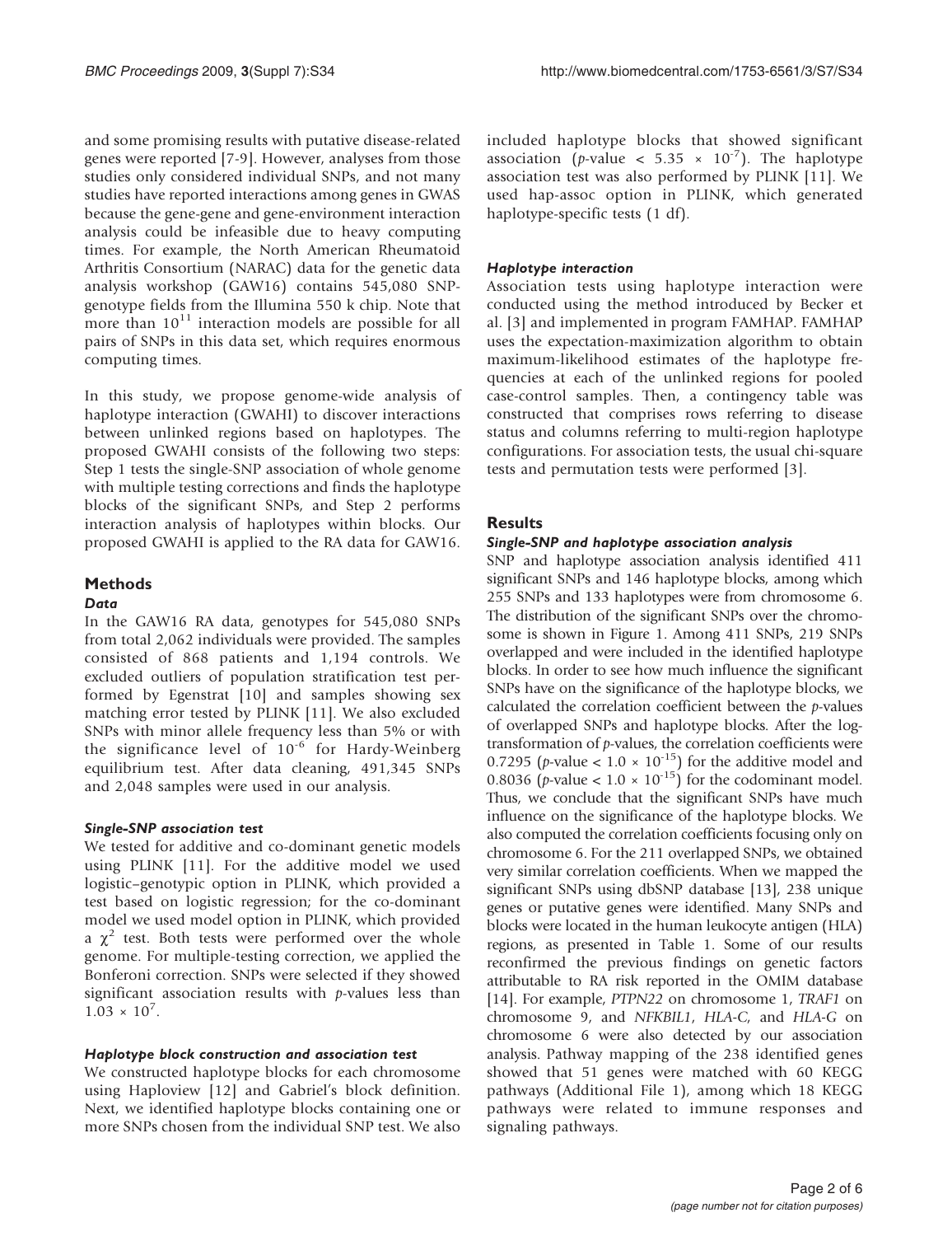and some promising results with putative disease-related genes were reported [7-9]. However, analyses from those studies only considered individual SNPs, and not many studies have reported interactions among genes in GWAS because the gene-gene and gene-environment interaction analysis could be infeasible due to heavy computing times. For example, the North American Rheumatoid Arthritis Consortium (NARAC) data for the genetic data analysis workshop (GAW16) contains 545,080 SNP-genotype fields from the Illumina 550 k chip. Note that more than $10^{11}$ interaction models are possible for all pairs of SNPs in this data set, which requires enormous computing times.

In this study, we propose genome-wide analysis of haplotype interaction (GWAHI) to discover interactions between unlinked regions based on haplotypes. The proposed GWAHI consists of the following two steps: Step 1 tests the single-SNP association of whole genome with multiple testing corrections and finds the haplotype blocks of the significant SNPs, and Step 2 performs interaction analysis of haplotypes within blocks. Our proposed GWAHI is applied to the RA data for GAW16.

## Methods

### Data

In the GAW16 RA data, genotypes for 545,080 SNPs from total 2,062 individuals were provided. The samples consisted of 868 patients and 1,194 controls. We excluded outliers of population stratification test performed by Egenstrat [10] and samples showing sex matching error tested by PLINK [11]. We also excluded SNPs with minor allele frequency less than 5% or with the significance level of $10^{-6}$ for Hardy-Weinberg equilibrium test. After data cleaning, 491,345 SNPs and 2,048 samples were used in our analysis.

### *Single-SNP association test*

We tested for additive and co-dominant genetic models using PLINK [11]. For the additive model we used logistic–genotypic option in PLINK, which provided a test based on logistic regression; for the co-dominant model we used model option in PLINK, which provided a $\chi^2$ test. Both tests were performed over the whole genome. For multiple-testing correction, we applied the Bonferoni correction. SNPs were selected if they showed significant association results with *p*-values less than $1.03 \times 10^{7}$.

### *Haplotype block construction and association test*

We constructed haplotype blocks for each chromosome using Haploview [12] and Gabriel's block definition. Next, we identified haplotype blocks containing one or more SNPs chosen from the individual SNP test. We also included haplotype blocks that showed significant association (*p*-value < $5.35 \times 10^{-7}$). The haplotype association test was also performed by PLINK [11]. We used hap-assoc option in PLINK, which generated haplotype-specific tests (1 df).

### *Haplotype interaction*

Association tests using haplotype interaction were conducted using the method introduced by Becker et al. [3] and implemented in program FAMHAP. FAMHAP uses the expectation-maximization algorithm to obtain maximum-likelihood estimates of the haplotype frequencies at each of the unlinked regions for pooled case-control samples. Then, a contingency table was constructed that comprises rows referring to disease status and columns referring to multi-region haplotype configurations. For association tests, the usual chi-square tests and permutation tests were performed [3].

## Results

### *Single-SNP and haplotype association analysis*

SNP and haplotype association analysis identified 411 significant SNPs and 146 haplotype blocks, among which 255 SNPs and 133 haplotypes were from chromosome 6. The distribution of the significant SNPs over the chromosome is shown in Figure 1. Among 411 SNPs, 219 SNPs overlapped and were included in the identified haplotype blocks. In order to see how much influence the significant SNPs have on the significance of the haplotype blocks, we calculated the correlation coefficient between the *p*-values of overlapped SNPs and haplotype blocks. After the log-transformation of *p*-values, the correlation coefficients were 0.7295 (*p*-value < $1.0 \times 10^{-15}$) for the additive model and 0.8036 (*p*-value < $1.0 \times 10^{-15}$) for the codominant model. Thus, we conclude that the significant SNPs have much influence on the significance of the haplotype blocks. We also computed the correlation coefficients focusing only on chromosome 6. For the 211 overlapped SNPs, we obtained very similar correlation coefficients. When we mapped the significant SNPs using dbSNP database [13], 238 unique genes or putative genes were identified. Many SNPs and blocks were located in the human leukocyte antigen (HLA) regions, as presented in Table 1. Some of our results reconfirmed the previous findings on genetic factors attributable to RA risk reported in the OMIM database [14]. For example, *PTPN22* on chromosome 1, *TRAF1* on chromosome 9, and *NFKBIL1*, *HLA-C*, and *HLA-G* on chromosome 6 were also detected by our association analysis. Pathway mapping of the 238 identified genes showed that 51 genes were matched with 60 KEGG pathways (Additional File 1), among which 18 KEGG pathways were related to immune responses and signaling pathways.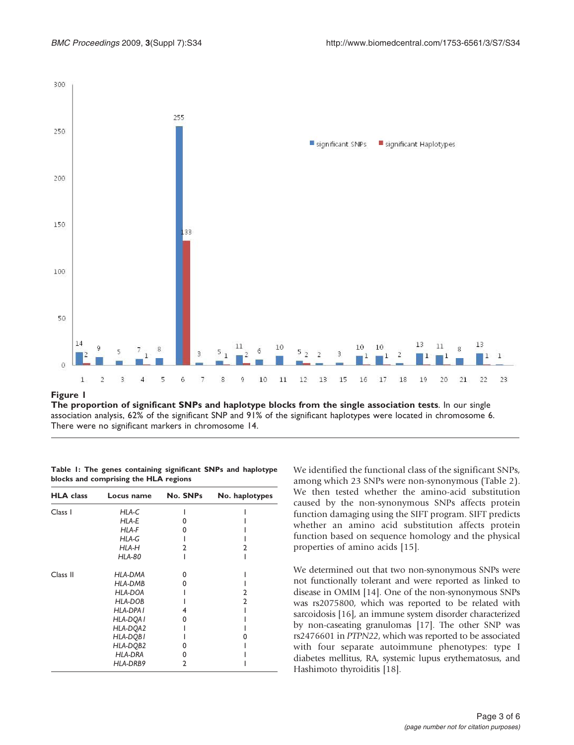**Figure 1**

**The proportion of significant SNPs and haplotype blocks from the single association tests**. In our single association analysis, 62% of the significant SNP and 91% of the significant haplotypes were located in chromosome 6. There were no significant markers in chromosome 14.

**Table 1: The genes containing significant SNPs and haplotype blocks and comprising the HLA regions**

| HLA class | Locus name | No. SNPs | No. haplotypes |
|---|---|---|---|
| Class I | *HLA-C* | 1 | 1 |
| | *HLA-E* | 0 | 1 |
| | *HLA-F* | 0 | 1 |
| | *HLA-G* | 1 | 1 |
| | *HLA-H* | 2 | 2 |
| | *HLA-80* | 1 | 1 |
| Class II | *HLA-DMA* | 0 | 1 |
| | *HLA-DMB* | 0 | 1 |
| | *HLA-DOA* | 1 | 2 |
| | *HLA-DOB* | 1 | 2 |
| | *HLA-DPA1* | 4 | 1 |
| | *HLA-DQA1* | 0 | 1 |
| | *HLA-DQA2* | 1 | 1 |
| | *HLA-DQB1* | 1 | 0 |
| | *HLA-DQB2* | 0 | 1 |
| | *HLA-DRA* | 0 | 1 |
| | *HLA-DRB9* | 2 | 1 |

We identified the functional class of the significant SNPs, among which 23 SNPs were non-synonymous (Table 2). We then tested whether the amino-acid substitution caused by the non-synonymous SNPs affects protein function damaging using the SIFT program. SIFT predicts whether an amino acid substitution affects protein function based on sequence homology and the physical properties of amino acids [15].

We determined out that two non-synonymous SNPs were not functionally tolerant and were reported as linked to disease in OMIM [14]. One of the non-synonymous SNPs was rs2075800, which was reported to be related with sarcoidosis [16], an immune system disorder characterized by non-caseating granulomas [17]. The other SNP was rs2476601 in *PTPN22*, which was reported to be associated with four separate autoimmune phenotypes: type I diabetes mellitus, RA, systemic lupus erythematosus, and Hashimoto thyroiditis [18].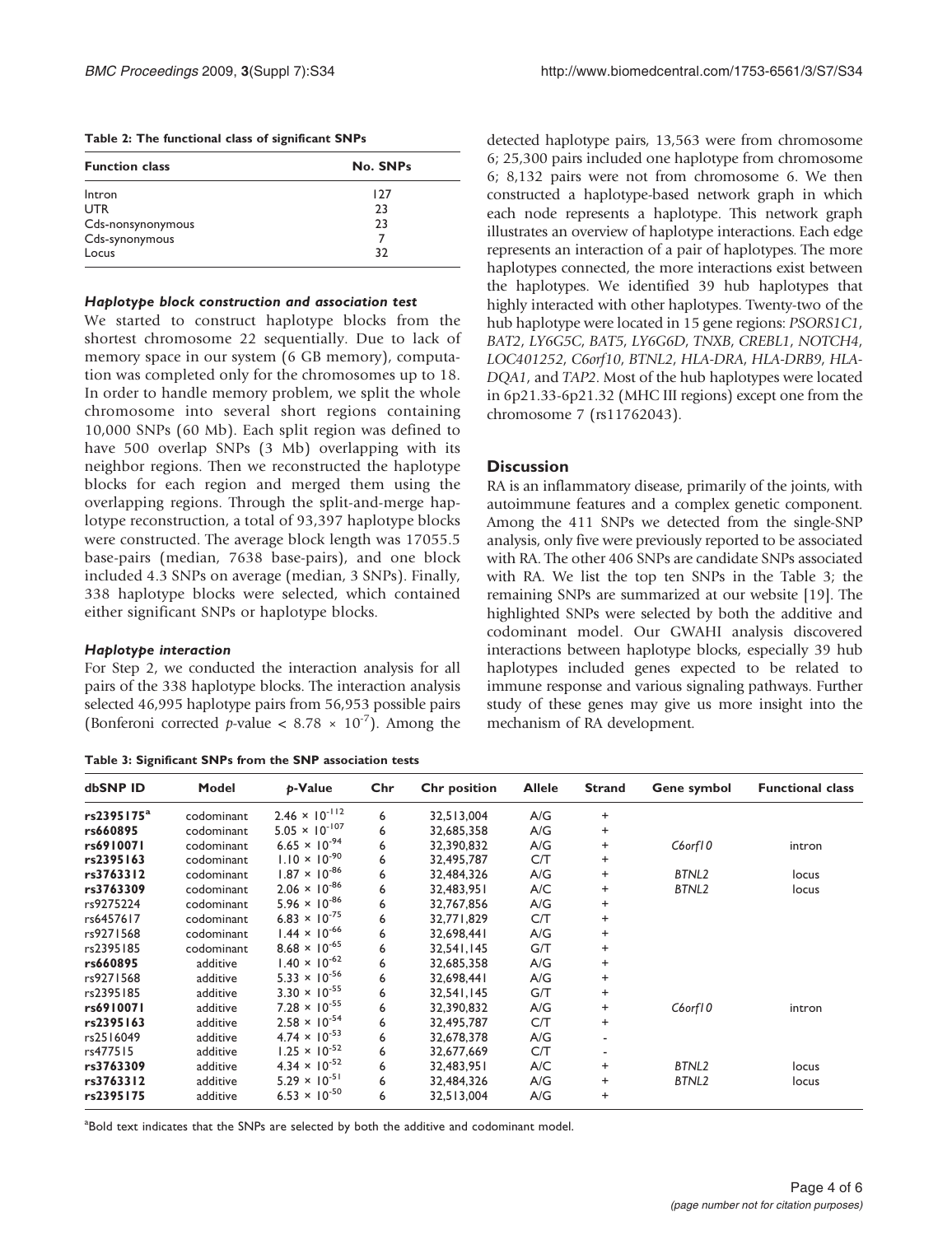**Table 2: The functional class of significant SNPs**

| Function class | No. SNPs |
| --- | --- |
| Intron | 127 |
| UTR | 23 |
| Cds-nonsynonymous | 23 |
| Cds-synonymous | 7 |
| Locus | 32 |

#### *Haplotype block construction and association test*

We started to construct haplotype blocks from the shortest chromosome 22 sequentially. Due to lack of memory space in our system (6 GB memory), computation was completed only for the chromosomes up to 18. In order to handle memory problem, we split the whole chromosome into several short regions containing 10,000 SNPs (60 Mb). Each split region was defined to have 500 overlap SNPs (3 Mb) overlapping with its neighbor regions. Then we reconstructed the haplotype blocks for each region and merged them using the overlapping regions. Through the split-and-merge haplotype reconstruction, a total of 93,397 haplotype blocks were constructed. The average block length was 17055.5 base-pairs (median, 7638 base-pairs), and one block included 4.3 SNPs on average (median, 3 SNPs). Finally, 338 haplotype blocks were selected, which contained either significant SNPs or haplotype blocks.

#### *Haplotype interaction*

For Step 2, we conducted the interaction analysis for all pairs of the 338 haplotype blocks. The interaction analysis selected 46,995 haplotype pairs from 56,953 possible pairs (Bonferoni corrected *p*-value < $8.78 \times 10^{-7}$). Among the detected haplotype pairs, 13,563 were from chromosome 6; 25,300 pairs included one haplotype from chromosome 6; 8,132 pairs were not from chromosome 6. We then constructed a haplotype-based network graph in which each node represents a haplotype. This network graph illustrates an overview of haplotype interactions. Each edge represents an interaction of a pair of haplotypes. The more haplotypes connected, the more interactions exist between the haplotypes. We identified 39 hub haplotypes that highly interacted with other haplotypes. Twenty-two of the hub haplotype were located in 15 gene regions: *PSORS1C1*, *BAT2*, *LY6G5C*, *BAT5*, *LY6G6D*, *TNXB*, *CREBL1*, *NOTCH4*, *LOC401252*, *C6orf10*, *BTNL2*, *HLA-DRA*, *HLA-DRB9*, *HLA-DQA1*, and *TAP2*. Most of the hub haplotypes were located in 6p21.33-6p21.32 (MHC III regions) except one from the chromosome 7 (rs11762043).

## Discussion

RA is an inflammatory disease, primarily of the joints, with autoimmune features and a complex genetic component. Among the 411 SNPs we detected from the single-SNP analysis, only five were previously reported to be associated with RA. The other 406 SNPs are candidate SNPs associated with RA. We list the top ten SNPs in the Table 3; the remaining SNPs are summarized at our website [19]. The highlighted SNPs were selected by both the additive and codominant model. Our GWAHI analysis discovered interactions between haplotype blocks, especially 39 hub haplotypes included genes expected to be related to immune response and various signaling pathways. Further study of these genes may give us more insight into the mechanism of RA development.

**Table 3: Significant SNPs from the SNP association tests**

| dbSNP ID | Model | *p*-Value | Chr | Chr position | Allele | Strand | Gene symbol | Functional class |
| --- | --- | --- | --- | --- | --- | --- | --- | --- |
| **rs2395175**[a] | codominant | $2.46 \times 10^{-112}$ | 6 | 32,513,004 | A/G | + | | |
| **rs660895** | codominant | $5.05 \times 10^{-107}$ | 6 | 32,685,358 | A/G | + | | |
| **rs6910071** | codominant | $6.65 \times 10^{-94}$ | 6 | 32,390,832 | A/G | + | *C6orf10* | intron |
| **rs2395163** | codominant | $1.10 \times 10^{-90}$ | 6 | 32,495,787 | C/T | + | | |
| **rs3763312** | codominant | $1.87 \times 10^{-86}$ | 6 | 32,484,326 | A/G | + | *BTNL2* | locus |
| **rs3763309** | codominant | $2.06 \times 10^{-86}$ | 6 | 32,483,951 | A/C | + | *BTNL2* | locus |
| rs9275224 | codominant | $5.96 \times 10^{-86}$ | 6 | 32,767,856 | A/G | + | | |
| rs6457617 | codominant | $6.83 \times 10^{-75}$ | 6 | 32,771,829 | C/T | + | | |
| rs9271568 | codominant | $1.44 \times 10^{-66}$ | 6 | 32,698,441 | A/G | + | | |
| rs2395185 | codominant | $8.68 \times 10^{-65}$ | 6 | 32,541,145 | G/T | + | | |
| **rs660895** | additive | $1.40 \times 10^{-62}$ | 6 | 32,685,358 | A/G | + | | |
| rs9271568 | additive | $5.33 \times 10^{-56}$ | 6 | 32,698,441 | A/G | + | | |
| rs2395185 | additive | $3.30 \times 10^{-55}$ | 6 | 32,541,145 | G/T | + | | |
| **rs6910071** | additive | $7.28 \times 10^{-55}$ | 6 | 32,390,832 | A/G | + | *C6orf10* | intron |
| **rs2395163** | additive | $2.58 \times 10^{-54}$ | 6 | 32,495,787 | C/T | + | | |
| rs2516049 | additive | $4.74 \times 10^{-53}$ | 6 | 32,678,378 | A/G | - | | |
| rs477515 | additive | $1.25 \times 10^{-52}$ | 6 | 32,677,669 | C/T | - | | |
| **rs3763309** | additive | $4.34 \times 10^{-52}$ | 6 | 32,483,951 | A/C | + | *BTNL2* | locus |
| **rs3763312** | additive | $5.29 \times 10^{-51}$ | 6 | 32,484,326 | A/G | + | *BTNL2* | locus |
| **rs2395175** | additive | $6.53 \times 10^{-50}$ | 6 | 32,513,004 | A/G | + | | |

[a]Bold text indicates that the SNPs are selected by both the additive and codominant model.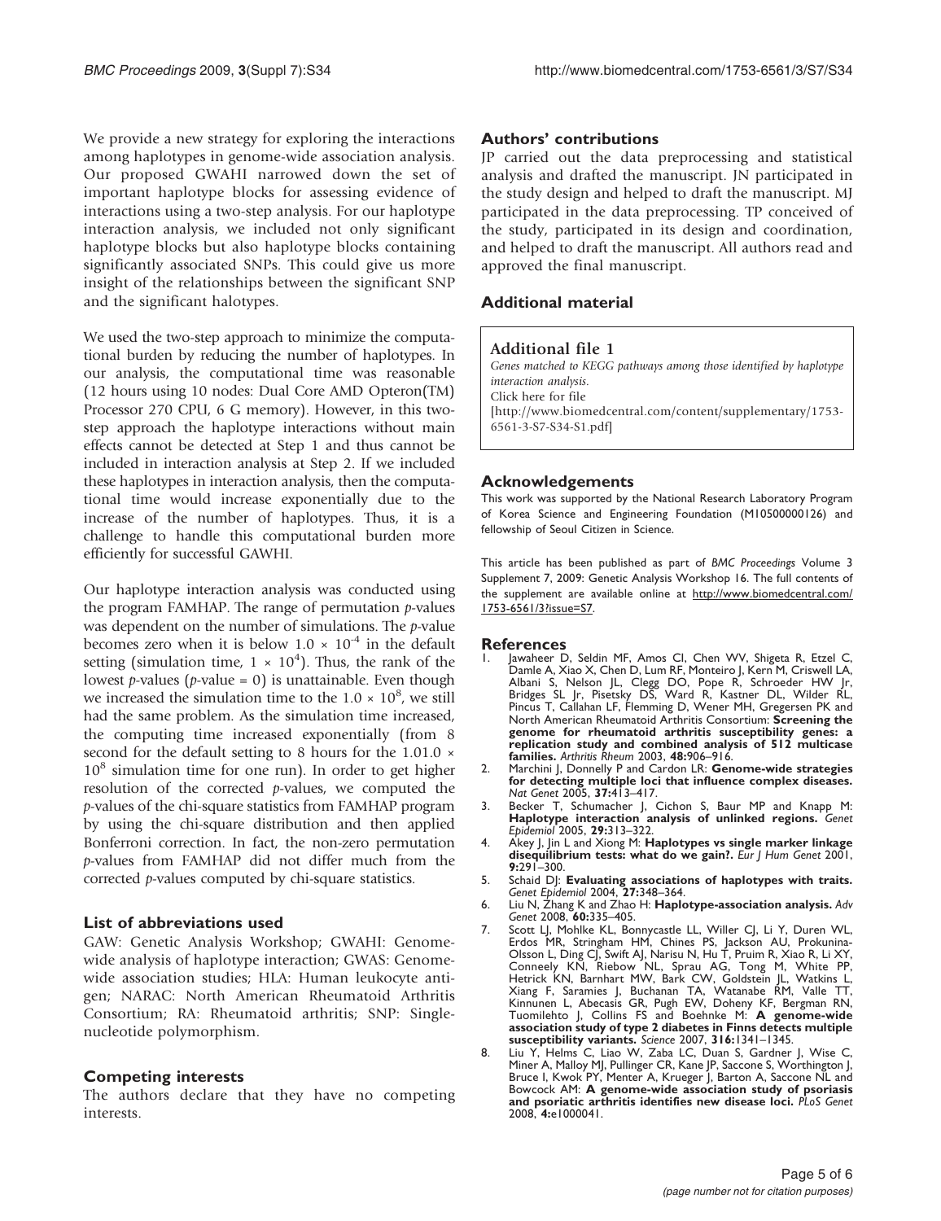We provide a new strategy for exploring the interactions among haplotypes in genome-wide association analysis. Our proposed GWAHI narrowed down the set of important haplotype blocks for assessing evidence of interactions using a two-step analysis. For our haplotype interaction analysis, we included not only significant haplotype blocks but also haplotype blocks containing significantly associated SNPs. This could give us more insight of the relationships between the significant SNP and the significant halotypes.

We used the two-step approach to minimize the computational burden by reducing the number of haplotypes. In our analysis, the computational time was reasonable (12 hours using 10 nodes: Dual Core AMD Opteron(TM) Processor 270 CPU, 6 G memory). However, in this two-step approach the haplotype interactions without main effects cannot be detected at Step 1 and thus cannot be included in interaction analysis at Step 2. If we included these haplotypes in interaction analysis, then the computational time would increase exponentially due to the increase of the number of haplotypes. Thus, it is a challenge to handle this computational burden more efficiently for successful GAWHI.

Our haplotype interaction analysis was conducted using the program FAMHAP. The range of permutation *p*-values was dependent on the number of simulations. The *p*-value becomes zero when it is below $1.0 \times 10^{-4}$ in the default setting (simulation time, $1 \times 10^4$). Thus, the rank of the lowest *p*-values (*p*-value = 0) is unattainable. Even though we increased the simulation time to the $1.0 \times 10^8$, we still had the same problem. As the simulation time increased, the computing time increased exponentially (from 8 second for the default setting to 8 hours for the $1.01.0 \times 10^8$ simulation time for one run). In order to get higher resolution of the corrected *p*-values, we computed the *p*-values of the chi-square statistics from FAMHAP program by using the chi-square distribution and then applied Bonferroni correction. In fact, the non-zero permutation *p*-values from FAMHAP did not differ much from the corrected *p*-values computed by chi-square statistics.

## List of abbreviations used

GAW: Genetic Analysis Workshop; GWAHI: Genome-wide analysis of haplotype interaction; GWAS: Genome-wide association studies; HLA: Human leukocyte antigen; NARAC: North American Rheumatoid Arthritis Consortium; RA: Rheumatoid arthritis; SNP: Single-nucleotide polymorphism.

## Competing interests

The authors declare that they have no competing interests.

## Authors' contributions

JP carried out the data preprocessing and statistical analysis and drafted the manuscript. JN participated in the study design and helped to draft the manuscript. MJ participated in the data preprocessing. TP conceived of the study, participated in its design and coordination, and helped to draft the manuscript. All authors read and approved the final manuscript.

## Additional material

**Additional file 1**
*Genes matched to KEGG pathways among those identified by haplotype interaction analysis.*
Click here for file
[http://www.biomedcentral.com/content/supplementary/1753-6561-3-S7-S34-S1.pdf]

## Acknowledgements

This work was supported by the National Research Laboratory Program of Korea Science and Engineering Foundation (M10500000126) and fellowship of Seoul Citizen in Science.

This article has been published as part of *BMC Proceedings* Volume 3 Supplement 7, 2009: Genetic Analysis Workshop 16. The full contents of the supplement are available online at http://www.biomedcentral.com/1753-6561/3?issue=S7.

## References

1. Jawaheer D, Seldin MF, Amos CI, Chen WV, Shigeta R, Etzel C, Damle A, Xiao X, Chen D, Lum RF, Monteiro J, Kern M, Criswell LA, Albani S, Nelson JL, Clegg DO, Pope R, Schroeder HW Jr, Bridges SL Jr, Pisetsky DS, Ward R, Kastner DL, Wilder RL, Pincus T, Callahan LF, Flemming D, Wener MH, Gregersen PK and North American Rheumatoid Arthritis Consortium: **Screening the genome for rheumatoid arthritis susceptibility genes: a replication study and combined analysis of 512 multicase families.** *Arthritis Rheum* 2003, **48:**906–916.
2. Marchini J, Donnelly P and Cardon LR: **Genome-wide strategies for detecting multiple loci that influence complex diseases.** *Nat Genet* 2005, **37:**413–417.
3. Becker T, Schumacher J, Cichon S, Baur MP and Knapp M: **Haplotype interaction analysis of unlinked regions.** *Genet Epidemiol* 2005, **29:**313–322.
4. Akey J, Jin L and Xiong M: **Haplotypes vs single marker linkage disequilibrium tests: what do we gain?.** *Eur J Hum Genet* 2001, **9:**291–300.
5. Schaid DJ: **Evaluating associations of haplotypes with traits.** *Genet Epidemiol* 2004, **27:**348–364.
6. Liu N, Zhang K and Zhao H: **Haplotype-association analysis.** *Adv Genet* 2008, **60:**335–405.
7. Scott LJ, Mohlke KL, Bonnycastle LL, Willer CJ, Li Y, Duren WL, Erdos MR, Stringham HM, Chines PS, Jackson AU, Prokunina-Olsson L, Ding CJ, Swift AJ, Narisu N, Hu T, Pruim R, Xiao R, Li XY, Conneely KN, Riebow NL, Sprau AG, Tong M, White PP, Hetrick KN, Barnhart MW, Bark CW, Goldstein JL, Watkins L, Xiang F, Saramies J, Buchanan TA, Watanabe RM, Valle TT, Kinnunen L, Abecasis GR, Pugh EW, Doheny KF, Bergman RN, Tuomilehto J, Collins FS and Boehnke M: **A genome-wide association study of type 2 diabetes in Finns detects multiple susceptibility variants.** *Science* 2007, **316:**1341–1345.
8. Liu Y, Helms C, Liao W, Zaba LC, Duan S, Gardner J, Wise C, Miner A, Malloy MJ, Pullinger CR, Kane JP, Saccone S, Worthington J, Bruce I, Kwok PY, Menter A, Krueger J, Barton A, Saccone NL and Bowcock AM: **A genome-wide association study of psoriasis and psoriatic arthritis identifies new disease loci.** *PLoS Genet* 2008, **4:**e1000041.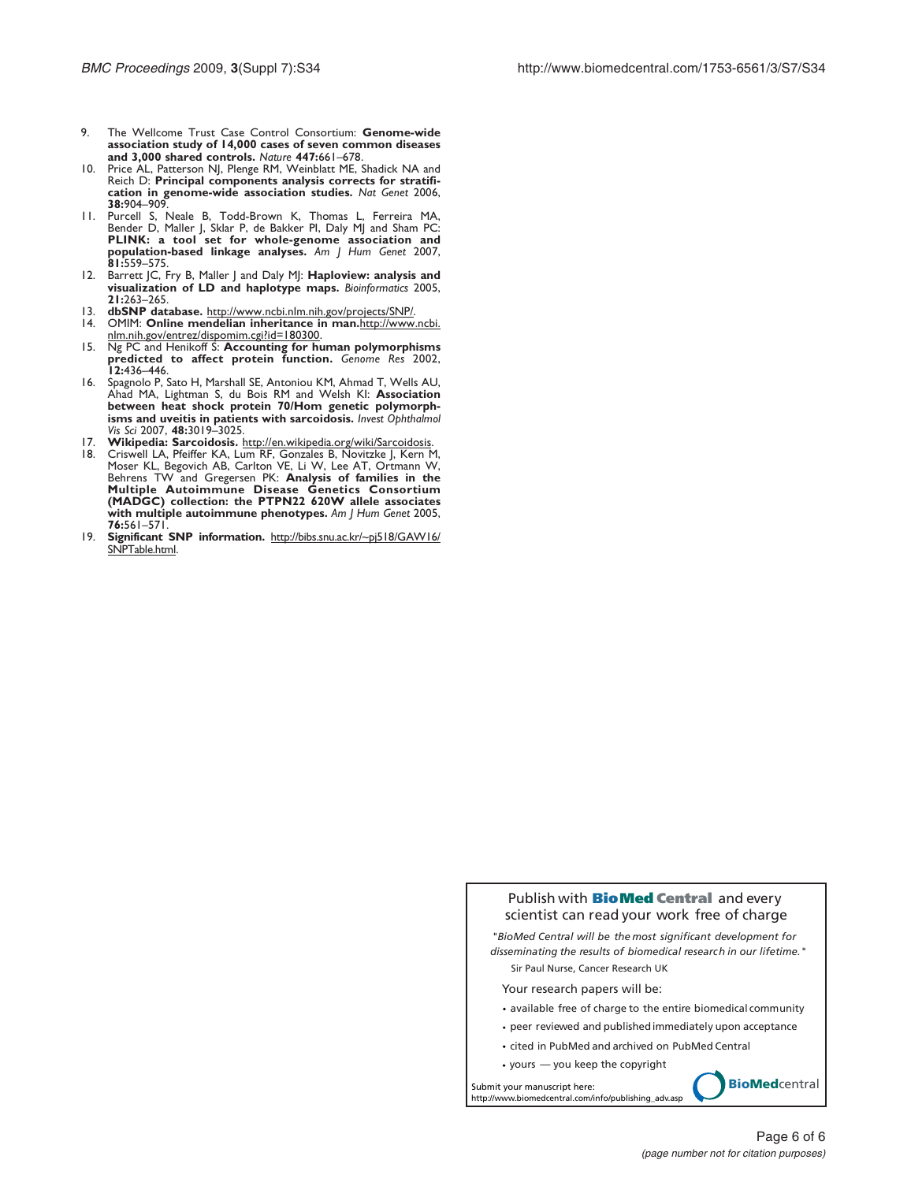9. The Wellcome Trust Case Control Consortium: **Genome-wide association study of 14,000 cases of seven common diseases and 3,000 shared controls.** *Nature* **447:**661–678.
10. Price AL, Patterson NJ, Plenge RM, Weinblatt ME, Shadick NA and Reich D: **Principal components analysis corrects for stratification in genome-wide association studies.** *Nat Genet* 2006, **38:**904–909.
11. Purcell S, Neale B, Todd-Brown K, Thomas L, Ferreira MA, Bender D, Maller J, Sklar P, de Bakker PI, Daly MJ and Sham PC: **PLINK: a tool set for whole-genome association and population-based linkage analyses.** *Am J Hum Genet* 2007, **81:**559–575.
12. Barrett JC, Fry B, Maller J and Daly MJ: **Haploview: analysis and visualization of LD and haplotype maps.** *Bioinformatics* 2005, **21:**263–265.
13. **dbSNP database.** http://www.ncbi.nlm.nih.gov/projects/SNP/.
14. OMIM: **Online mendelian inheritance in man.** http://www.ncbi.nlm.nih.gov/entrez/dispomim.cgi?id=180300.
15. Ng PC and Henikoff S: **Accounting for human polymorphisms predicted to affect protein function.** *Genome Res* 2002, **12:**436–446.
16. Spagnolo P, Sato H, Marshall SE, Antoniou KM, Ahmad T, Wells AU, Ahad MA, Lightman S, du Bois RM and Welsh KI: **Association between heat shock protein 70/Hom genetic polymorphisms and uveitis in patients with sarcoidosis.** *Invest Ophthalmol Vis Sci* 2007, **48:**3019–3025.
17. **Wikipedia: Sarcoidosis.** http://en.wikipedia.org/wiki/Sarcoidosis.
18. Criswell LA, Pfeiffer KA, Lum RF, Gonzales B, Novitzke J, Kern M, Moser KL, Begovich AB, Carlton VE, Li W, Lee AT, Ortmann W, Behrens TW and Gregersen PK: **Analysis of families in the Multiple Autoimmune Disease Genetics Consortium (MADGC) collection: the PTPN22 620W allele associates with multiple autoimmune phenotypes.** *Am J Hum Genet* 2005, **76:**561–571.
19. **Significant SNP information.** http://bibs.snu.ac.kr/~pj518/GAW16/SNPTable.html.

Publish with **BioMed Central** and every scientist can read your work free of charge

*"BioMed Central will be the most significant development for disseminating the results of biomedical research in our lifetime."*
Sir Paul Nurse, Cancer Research UK

Your research papers will be:

- available free of charge to the entire biomedical community
- peer reviewed and published immediately upon acceptance
- cited in PubMed and archived on PubMed Central
- yours — you keep the copyright

Submit your manuscript here:
http://www.biomedcentral.com/info/publishing_adv.asp

**BioMed**central